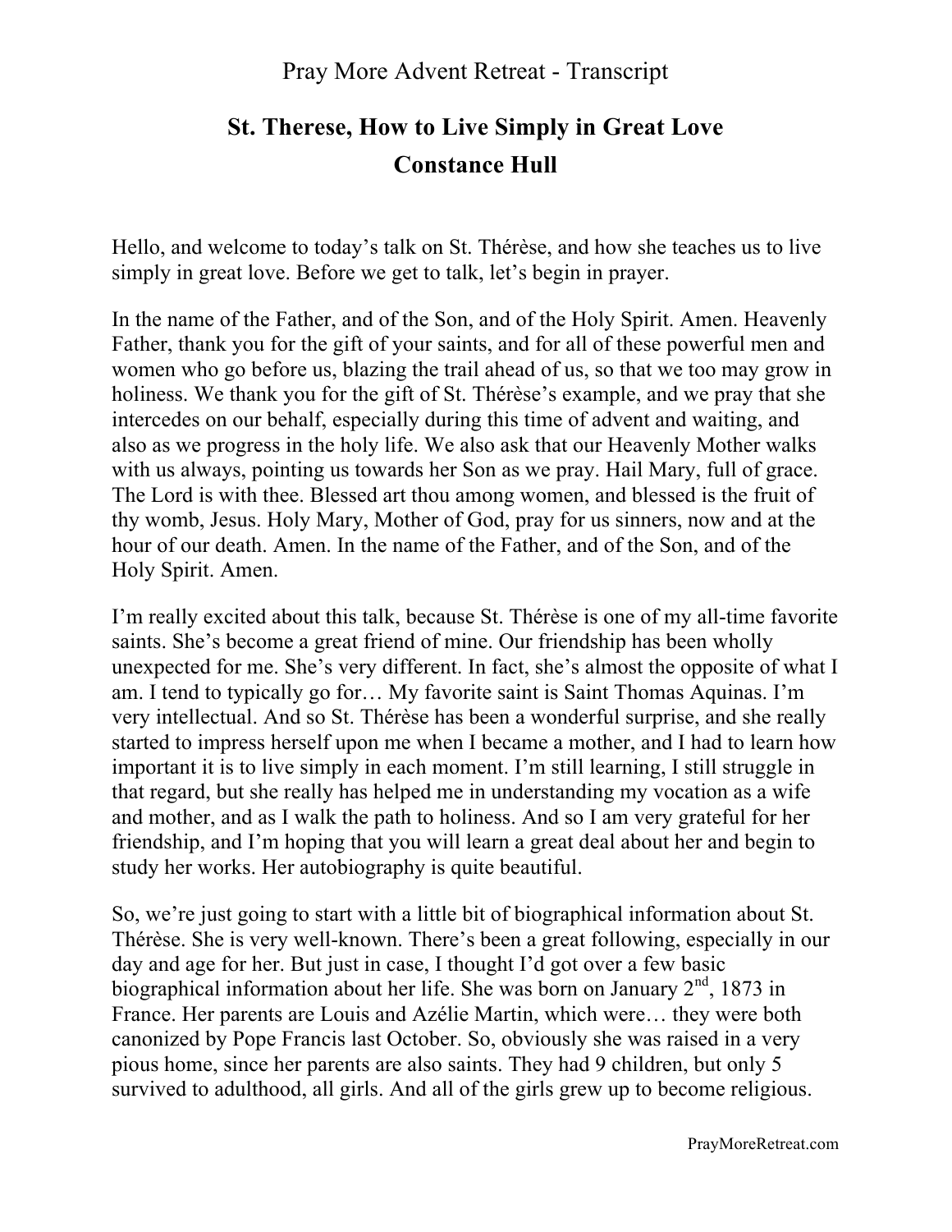Pray More Advent Retreat - Transcript

# St. Therese, How to Live Simply in Great Love

## Constance Hull

Hello, and welcome to today's talk on St. Thérèse, and how she teaches us to live simply in great love. Before we get to talk, let's begin in prayer.

In the name of the Father, and of the Son, and of the Holy Spirit. Amen. Heavenly Father, thank you for the gift of your saints, and for all of these powerful men and women who go before us, blazing the trail ahead of us, so that we too may grow in holiness. We thank you for the gift of St. Thérèse's example, and we pray that she intercedes on our behalf, especially during this time of advent and waiting, and also as we progress in the holy life. We also ask that our Heavenly Mother walks with us always, pointing us towards her Son as we pray. Hail Mary, full of grace. The Lord is with thee. Blessed art thou among women, and blessed is the fruit of thy womb, Jesus. Holy Mary, Mother of God, pray for us sinners, now and at the hour of our death. Amen. In the name of the Father, and of the Son, and of the Holy Spirit. Amen.

I'm really excited about this talk, because St. Thérèse is one of my all-time favorite saints. She's become a great friend of mine. Our friendship has been wholly unexpected for me. She's very different. In fact, she's almost the opposite of what I am. I tend to typically go for… My favorite saint is Saint Thomas Aquinas. I'm very intellectual. And so St. Thérèse has been a wonderful surprise, and she really started to impress herself upon me when I became a mother, and I had to learn how important it is to live simply in each moment. I'm still learning, I still struggle in that regard, but she really has helped me in understanding my vocation as a wife and mother, and as I walk the path to holiness. And so I am very grateful for her friendship, and I'm hoping that you will learn a great deal about her and begin to study her works. Her autobiography is quite beautiful.

So, we're just going to start with a little bit of biographical information about St. Thérèse. She is very well-known. There's been a great following, especially in our day and age for her. But just in case, I thought I'd got over a few basic biographical information about her life. She was born on January 2nd, 1873 in France. Her parents are Louis and Azélie Martin, which were… they were both canonized by Pope Francis last October. So, obviously she was raised in a very pious home, since her parents are also saints. They had 9 children, but only 5 survived to adulthood, all girls. And all of the girls grew up to become religious.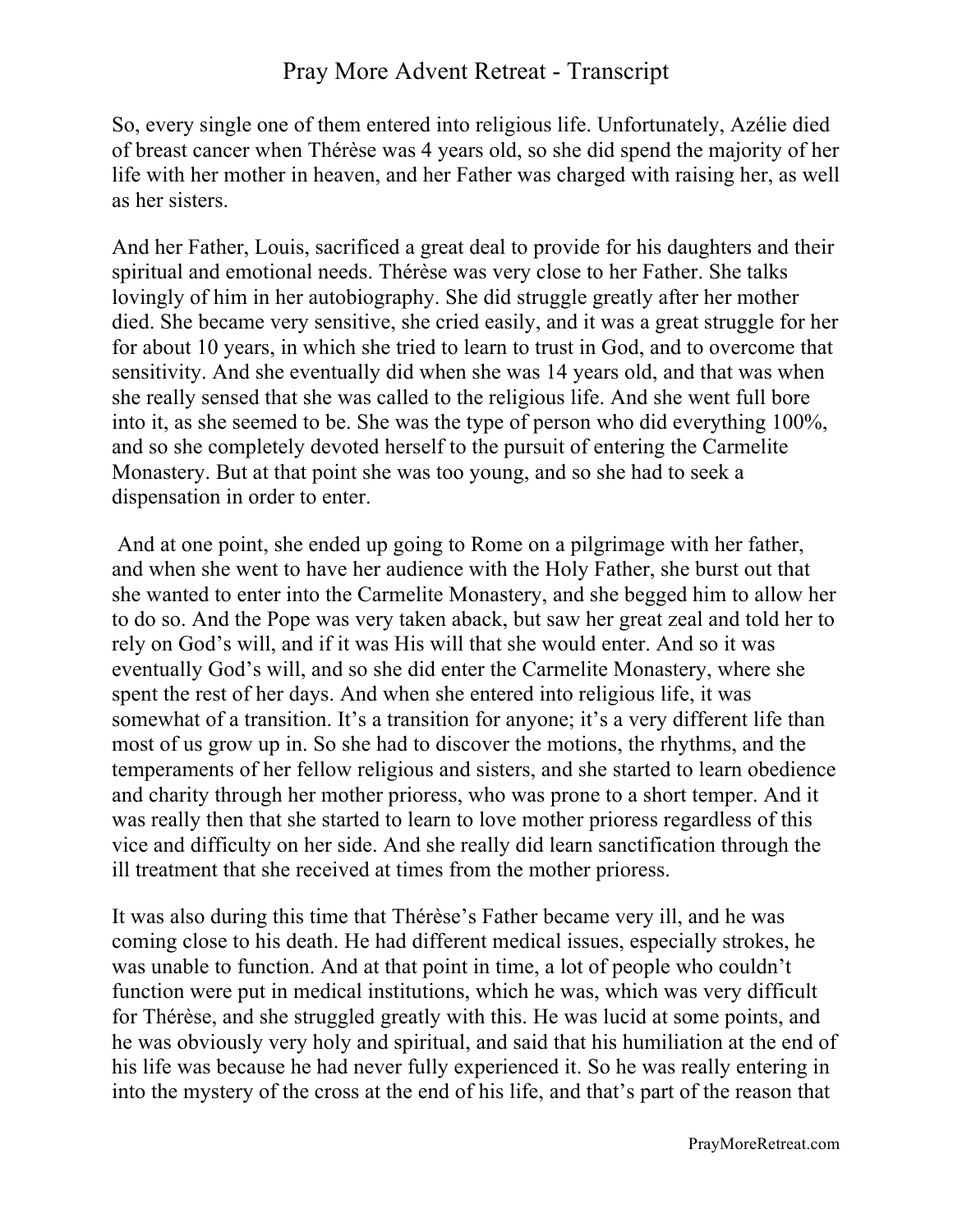So, every single one of them entered into religious life. Unfortunately, Azélie died of breast cancer when Thérèse was 4 years old, so she did spend the majority of her life with her mother in heaven, and her Father was charged with raising her, as well as her sisters.

And her Father, Louis, sacrificed a great deal to provide for his daughters and their spiritual and emotional needs. Thérèse was very close to her Father. She talks lovingly of him in her autobiography. She did struggle greatly after her mother died. She became very sensitive, she cried easily, and it was a great struggle for her for about 10 years, in which she tried to learn to trust in God, and to overcome that sensitivity. And she eventually did when she was 14 years old, and that was when she really sensed that she was called to the religious life. And she went full bore into it, as she seemed to be. She was the type of person who did everything 100%, and so she completely devoted herself to the pursuit of entering the Carmelite Monastery. But at that point she was too young, and so she had to seek a dispensation in order to enter.

And at one point, she ended up going to Rome on a pilgrimage with her father, and when she went to have her audience with the Holy Father, she burst out that she wanted to enter into the Carmelite Monastery, and she begged him to allow her to do so. And the Pope was very taken aback, but saw her great zeal and told her to rely on God's will, and if it was His will that she would enter. And so it was eventually God's will, and so she did enter the Carmelite Monastery, where she spent the rest of her days. And when she entered into religious life, it was somewhat of a transition. It's a transition for anyone; it's a very different life than most of us grow up in. So she had to discover the motions, the rhythms, and the temperaments of her fellow religious and sisters, and she started to learn obedience and charity through her mother prioress, who was prone to a short temper. And it was really then that she started to learn to love mother prioress regardless of this vice and difficulty on her side. And she really did learn sanctification through the ill treatment that she received at times from the mother prioress.

It was also during this time that Thérèse's Father became very ill, and he was coming close to his death. He had different medical issues, especially strokes, he was unable to function. And at that point in time, a lot of people who couldn't function were put in medical institutions, which he was, which was very difficult for Thérèse, and she struggled greatly with this. He was lucid at some points, and he was obviously very holy and spiritual, and said that his humiliation at the end of his life was because he had never fully experienced it. So he was really entering in into the mystery of the cross at the end of his life, and that's part of the reason that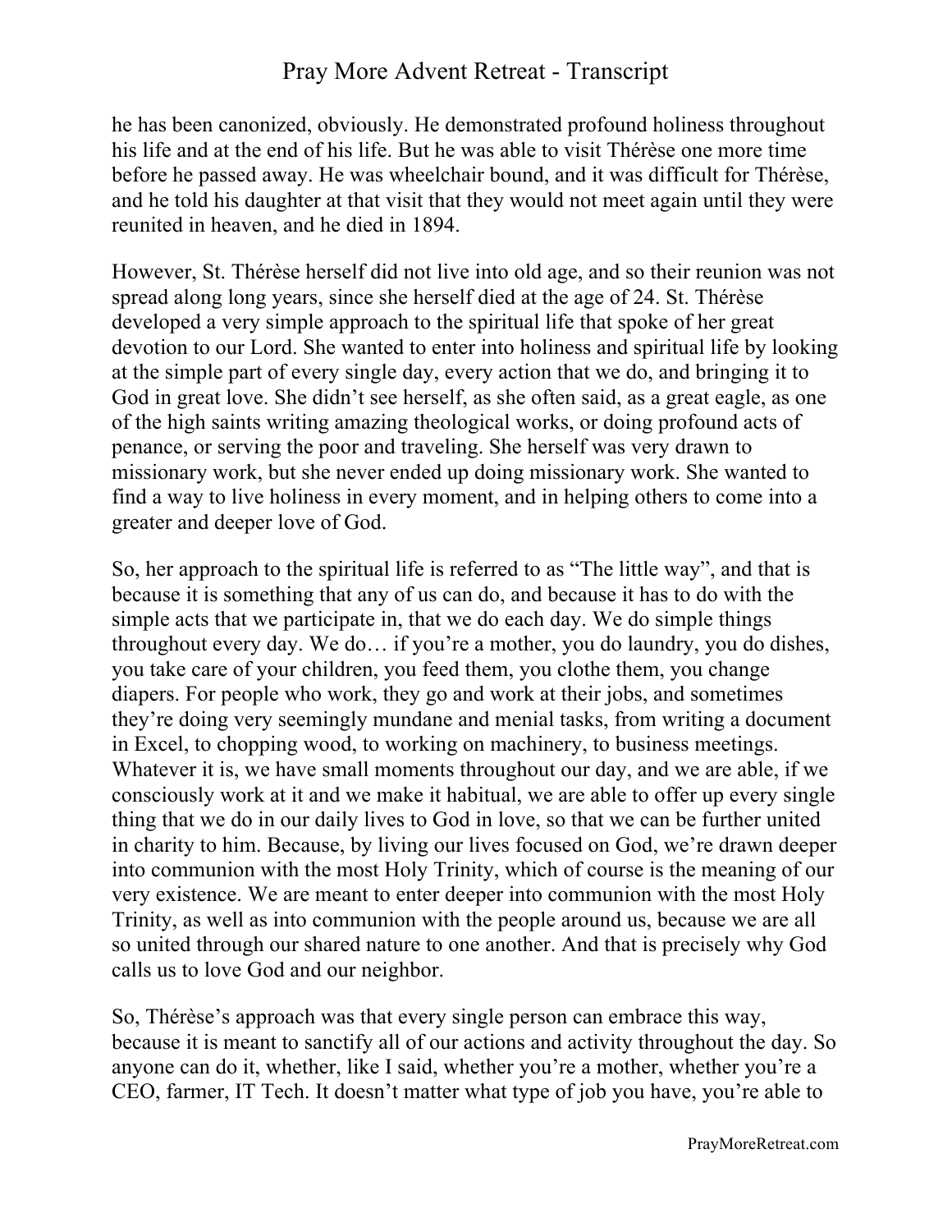he has been canonized, obviously. He demonstrated profound holiness throughout his life and at the end of his life. But he was able to visit Thérèse one more time before he passed away. He was wheelchair bound, and it was difficult for Thérèse, and he told his daughter at that visit that they would not meet again until they were reunited in heaven, and he died in 1894.

However, St. Thérèse herself did not live into old age, and so their reunion was not spread along long years, since she herself died at the age of 24. St. Thérèse developed a very simple approach to the spiritual life that spoke of her great devotion to our Lord. She wanted to enter into holiness and spiritual life by looking at the simple part of every single day, every action that we do, and bringing it to God in great love. She didn't see herself, as she often said, as a great eagle, as one of the high saints writing amazing theological works, or doing profound acts of penance, or serving the poor and traveling. She herself was very drawn to missionary work, but she never ended up doing missionary work. She wanted to find a way to live holiness in every moment, and in helping others to come into a greater and deeper love of God.

So, her approach to the spiritual life is referred to as "The little way", and that is because it is something that any of us can do, and because it has to do with the simple acts that we participate in, that we do each day. We do simple things throughout every day. We do… if you're a mother, you do laundry, you do dishes, you take care of your children, you feed them, you clothe them, you change diapers. For people who work, they go and work at their jobs, and sometimes they're doing very seemingly mundane and menial tasks, from writing a document in Excel, to chopping wood, to working on machinery, to business meetings. Whatever it is, we have small moments throughout our day, and we are able, if we consciously work at it and we make it habitual, we are able to offer up every single thing that we do in our daily lives to God in love, so that we can be further united in charity to him. Because, by living our lives focused on God, we're drawn deeper into communion with the most Holy Trinity, which of course is the meaning of our very existence. We are meant to enter deeper into communion with the most Holy Trinity, as well as into communion with the people around us, because we are all so united through our shared nature to one another. And that is precisely why God calls us to love God and our neighbor.

So, Thérèse's approach was that every single person can embrace this way, because it is meant to sanctify all of our actions and activity throughout the day. So anyone can do it, whether, like I said, whether you're a mother, whether you're a CEO, farmer, IT Tech. It doesn't matter what type of job you have, you're able to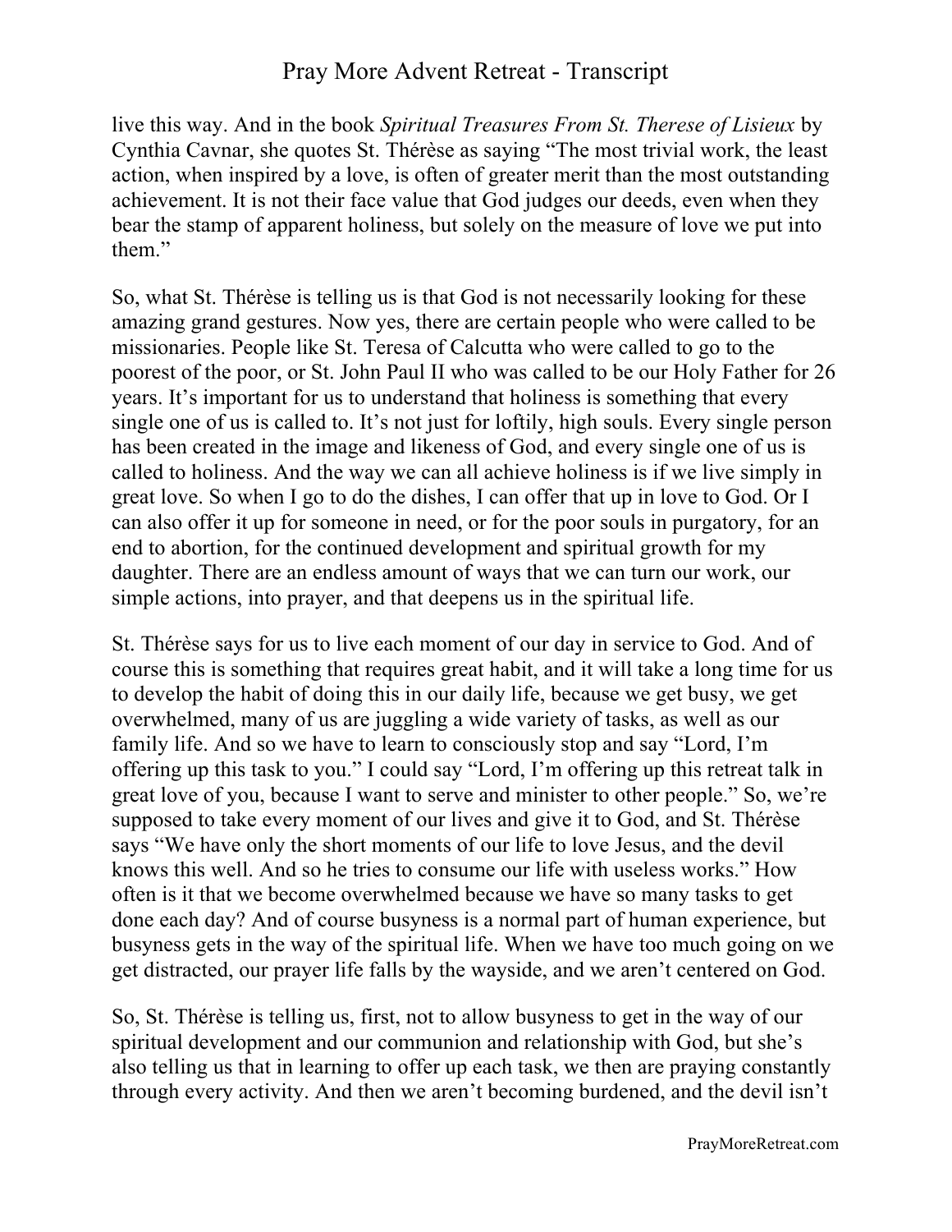live this way. And in the book *Spiritual Treasures From St. Therese of Lisieux* by Cynthia Cavnar, she quotes St. Thérèse as saying "The most trivial work, the least action, when inspired by a love, is often of greater merit than the most outstanding achievement. It is not their face value that God judges our deeds, even when they bear the stamp of apparent holiness, but solely on the measure of love we put into them."

So, what St. Thérèse is telling us is that God is not necessarily looking for these amazing grand gestures. Now yes, there are certain people who were called to be missionaries. People like St. Teresa of Calcutta who were called to go to the poorest of the poor, or St. John Paul II who was called to be our Holy Father for 26 years. It's important for us to understand that holiness is something that every single one of us is called to. It's not just for loftily, high souls. Every single person has been created in the image and likeness of God, and every single one of us is called to holiness. And the way we can all achieve holiness is if we live simply in great love. So when I go to do the dishes, I can offer that up in love to God. Or I can also offer it up for someone in need, or for the poor souls in purgatory, for an end to abortion, for the continued development and spiritual growth for my daughter. There are an endless amount of ways that we can turn our work, our simple actions, into prayer, and that deepens us in the spiritual life.

St. Thérèse says for us to live each moment of our day in service to God. And of course this is something that requires great habit, and it will take a long time for us to develop the habit of doing this in our daily life, because we get busy, we get overwhelmed, many of us are juggling a wide variety of tasks, as well as our family life. And so we have to learn to consciously stop and say "Lord, I'm offering up this task to you." I could say "Lord, I'm offering up this retreat talk in great love of you, because I want to serve and minister to other people." So, we're supposed to take every moment of our lives and give it to God, and St. Thérèse says "We have only the short moments of our life to love Jesus, and the devil knows this well. And so he tries to consume our life with useless works." How often is it that we become overwhelmed because we have so many tasks to get done each day? And of course busyness is a normal part of human experience, but busyness gets in the way of the spiritual life. When we have too much going on we get distracted, our prayer life falls by the wayside, and we aren't centered on God.

So, St. Thérèse is telling us, first, not to allow busyness to get in the way of our spiritual development and our communion and relationship with God, but she's also telling us that in learning to offer up each task, we then are praying constantly through every activity. And then we aren't becoming burdened, and the devil isn't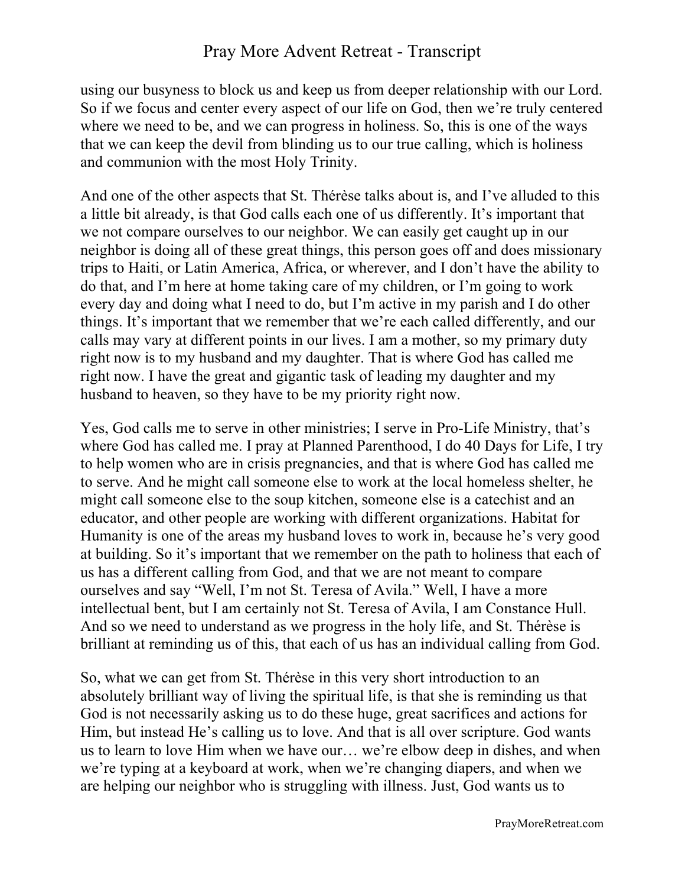using our busyness to block us and keep us from deeper relationship with our Lord. So if we focus and center every aspect of our life on God, then we're truly centered where we need to be, and we can progress in holiness. So, this is one of the ways that we can keep the devil from blinding us to our true calling, which is holiness and communion with the most Holy Trinity.

And one of the other aspects that St. Thérèse talks about is, and I've alluded to this a little bit already, is that God calls each one of us differently. It's important that we not compare ourselves to our neighbor. We can easily get caught up in our neighbor is doing all of these great things, this person goes off and does missionary trips to Haiti, or Latin America, Africa, or wherever, and I don't have the ability to do that, and I'm here at home taking care of my children, or I'm going to work every day and doing what I need to do, but I'm active in my parish and I do other things. It's important that we remember that we're each called differently, and our calls may vary at different points in our lives. I am a mother, so my primary duty right now is to my husband and my daughter. That is where God has called me right now. I have the great and gigantic task of leading my daughter and my husband to heaven, so they have to be my priority right now.

Yes, God calls me to serve in other ministries; I serve in Pro-Life Ministry, that's where God has called me. I pray at Planned Parenthood, I do 40 Days for Life, I try to help women who are in crisis pregnancies, and that is where God has called me to serve. And he might call someone else to work at the local homeless shelter, he might call someone else to the soup kitchen, someone else is a catechist and an educator, and other people are working with different organizations. Habitat for Humanity is one of the areas my husband loves to work in, because he's very good at building. So it's important that we remember on the path to holiness that each of us has a different calling from God, and that we are not meant to compare ourselves and say "Well, I'm not St. Teresa of Avila." Well, I have a more intellectual bent, but I am certainly not St. Teresa of Avila, I am Constance Hull. And so we need to understand as we progress in the holy life, and St. Thérèse is brilliant at reminding us of this, that each of us has an individual calling from God.

So, what we can get from St. Thérèse in this very short introduction to an absolutely brilliant way of living the spiritual life, is that she is reminding us that God is not necessarily asking us to do these huge, great sacrifices and actions for Him, but instead He's calling us to love. And that is all over scripture. God wants us to learn to love Him when we have our… we're elbow deep in dishes, and when we're typing at a keyboard at work, when we're changing diapers, and when we are helping our neighbor who is struggling with illness. Just, God wants us to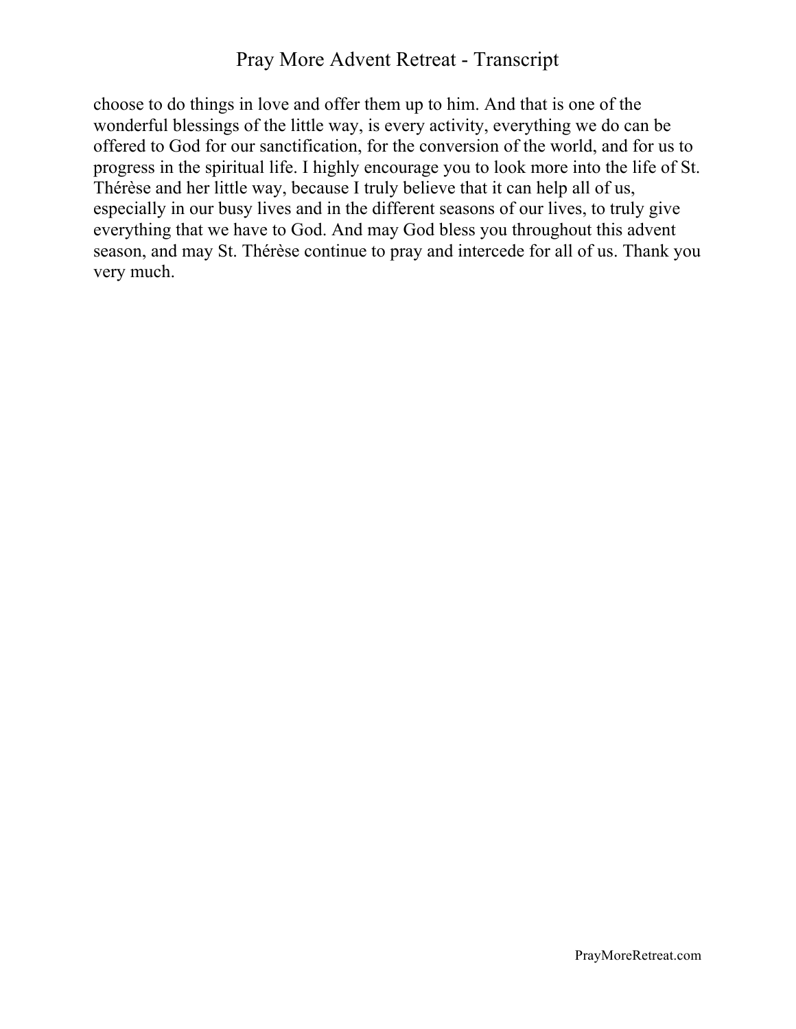choose to do things in love and offer them up to him. And that is one of the wonderful blessings of the little way, is every activity, everything we do can be offered to God for our sanctification, for the conversion of the world, and for us to progress in the spiritual life. I highly encourage you to look more into the life of St. Thérèse and her little way, because I truly believe that it can help all of us, especially in our busy lives and in the different seasons of our lives, to truly give everything that we have to God. And may God bless you throughout this advent season, and may St. Thérèse continue to pray and intercede for all of us. Thank you very much.